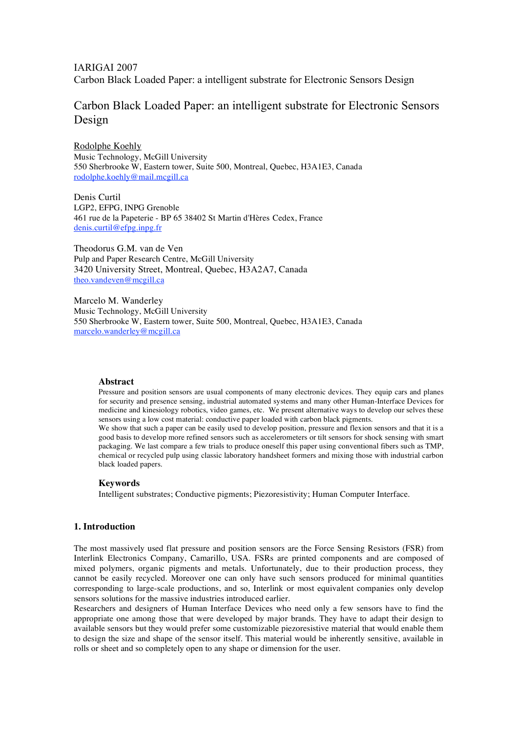IARIGAI 2007
Carbon Black Loaded Paper: a intelligent substrate for Electronic Sensors Design

# Carbon Black Loaded Paper: an intelligent substrate for Electronic Sensors Design

Rodolphe Koehly
Music Technology, McGill University
550 Sherbrooke W, Eastern tower, Suite 500, Montreal, Quebec, H3A1E3, Canada
rodolphe.koehly@mail.mcgill.ca

Denis Curtil
LGP2, EFPG, INPG Grenoble
461 rue de la Papeterie - BP 65 38402 St Martin d'Hères Cedex, France
denis.curtil@efpg.inpg.fr

Theodorus G.M. van de Ven
Pulp and Paper Research Centre, McGill University
3420 University Street, Montreal, Quebec, H3A2A7, Canada
theo.vandeven@mcgill.ca

Marcelo M. Wanderley
Music Technology, McGill University
550 Sherbrooke W, Eastern tower, Suite 500, Montreal, Quebec, H3A1E3, Canada
marcelo.wanderley@mcgill.ca

### Abstract

Pressure and position sensors are usual components of many electronic devices. They equip cars and planes for security and presence sensing, industrial automated systems and many other Human-Interface Devices for medicine and kinesiology robotics, video games, etc. We present alternative ways to develop our selves these sensors using a low cost material: conductive paper loaded with carbon black pigments.
We show that such a paper can be easily used to develop position, pressure and flexion sensors and that it is a good basis to develop more refined sensors such as accelerometers or tilt sensors for shock sensing with smart packaging. We last compare a few trials to produce oneself this paper using conventional fibers such as TMP, chemical or recycled pulp using classic laboratory handsheet formers and mixing those with industrial carbon black loaded papers.

### Keywords

Intelligent substrates; Conductive pigments; Piezoresistivity; Human Computer Interface.

## 1. Introduction

The most massively used flat pressure and position sensors are the Force Sensing Resistors (FSR) from Interlink Electronics Company, Camarillo, USA. FSRs are printed components and are composed of mixed polymers, organic pigments and metals. Unfortunately, due to their production process, they cannot be easily recycled. Moreover one can only have such sensors produced for minimal quantities corresponding to large-scale productions, and so, Interlink or most equivalent companies only develop sensors solutions for the massive industries introduced earlier.
Researchers and designers of Human Interface Devices who need only a few sensors have to find the appropriate one among those that were developed by major brands. They have to adapt their design to available sensors but they would prefer some customizable piezoresistive material that would enable them to design the size and shape of the sensor itself. This material would be inherently sensitive, available in rolls or sheet and so completely open to any shape or dimension for the user.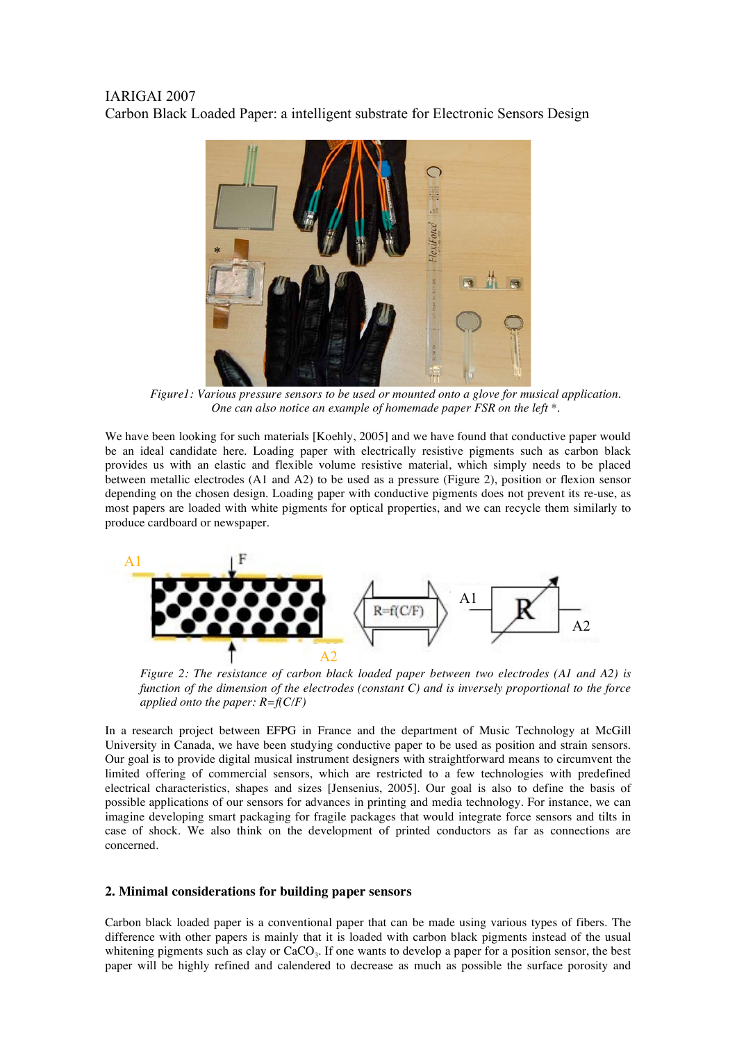Figure1: *Various pressure sensors to be used or mounted onto a glove for musical application. One can also notice an example of homemade paper FSR on the left \*.*

We have been looking for such materials [Koehly, 2005] and we have found that conductive paper would be an ideal candidate here. Loading paper with electrically resistive pigments such as carbon black provides us with an elastic and flexible volume resistive material, which simply needs to be placed between metallic electrodes (A1 and A2) to be used as a pressure (Figure 2), position or flexion sensor depending on the chosen design. Loading paper with conductive pigments does not prevent its re-use, as most papers are loaded with white pigments for optical properties, and we can recycle them similarly to produce cardboard or newspaper.

*Figure 2: The resistance of carbon black loaded paper between two electrodes (A1 and A2) is function of the dimension of the electrodes (constant C) and is inversely proportional to the force applied onto the paper: R=f(C/F)*

In a research project between EFPG in France and the department of Music Technology at McGill University in Canada, we have been studying conductive paper to be used as position and strain sensors. Our goal is to provide digital musical instrument designers with straightforward means to circumvent the limited offering of commercial sensors, which are restricted to a few technologies with predefined electrical characteristics, shapes and sizes [Jensenius, 2005]. Our goal is also to define the basis of possible applications of our sensors for advances in printing and media technology. For instance, we can imagine developing smart packaging for fragile packages that would integrate force sensors and tilts in case of shock. We also think on the development of printed conductors as far as connections are concerned.

## 2. Minimal considerations for building paper sensors

Carbon black loaded paper is a conventional paper that can be made using various types of fibers. The difference with other papers is mainly that it is loaded with carbon black pigments instead of the usual whitening pigments such as clay or $CaCO_3$. If one wants to develop a paper for a position sensor, the best paper will be highly refined and calendered to decrease as much as possible the surface porosity and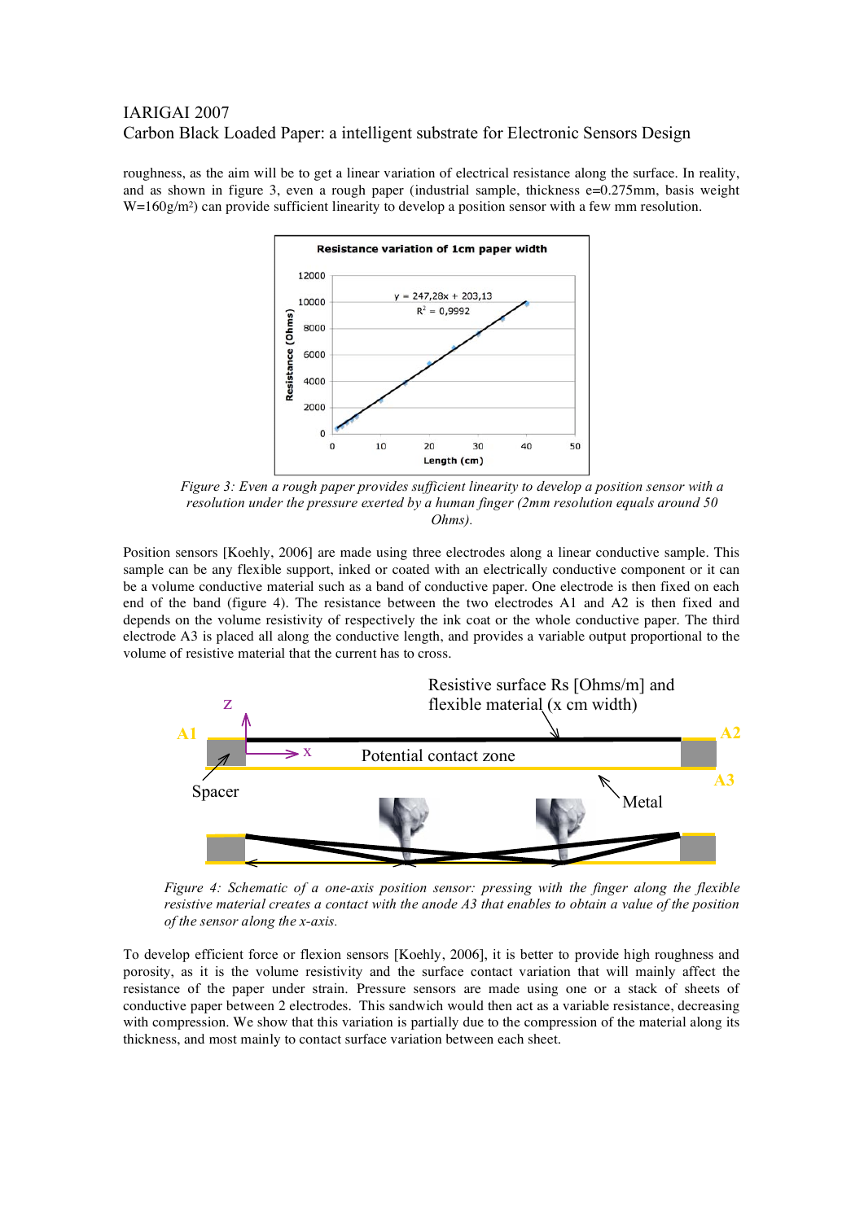roughness, as the aim will be to get a linear variation of electrical resistance along the surface. In reality, and as shown in figure 3, even a rough paper (industrial sample, thickness e=0.275mm, basis weight W=160g/m²) can provide sufficient linearity to develop a position sensor with a few mm resolution.

*Figure 3: Even a rough paper provides sufficient linearity to develop a position sensor with a resolution under the pressure exerted by a human finger (2mm resolution equals around 50 Ohms).*

Position sensors [Koehly, 2006] are made using three electrodes along a linear conductive sample. This sample can be any flexible support, inked or coated with an electrically conductive component or it can be a volume conductive material such as a band of conductive paper. One electrode is then fixed on each end of the band (figure 4). The resistance between the two electrodes A1 and A2 is then fixed and depends on the volume resistivity of respectively the ink coat or the whole conductive paper. The third electrode A3 is placed all along the conductive length, and provides a variable output proportional to the volume of resistive material that the current has to cross.

*Figure 4: Schematic of a one-axis position sensor: pressing with the finger along the flexible resistive material creates a contact with the anode A3 that enables to obtain a value of the position of the sensor along the x-axis.*

To develop efficient force or flexion sensors [Koehly, 2006], it is better to provide high roughness and porosity, as it is the volume resistivity and the surface contact variation that will mainly affect the resistance of the paper under strain. Pressure sensors are made using one or a stack of sheets of conductive paper between 2 electrodes. This sandwich would then act as a variable resistance, decreasing with compression. We show that this variation is partially due to the compression of the material along its thickness, and most mainly to contact surface variation between each sheet.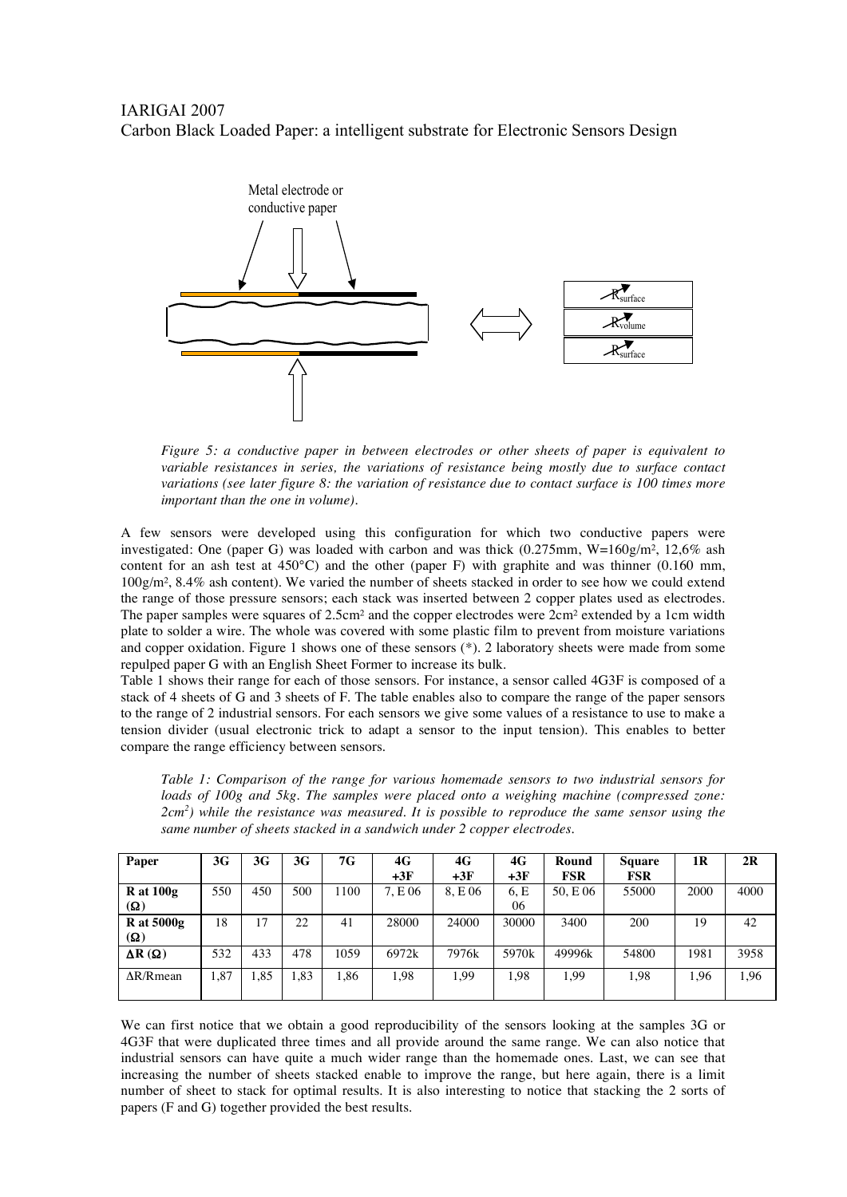*Figure 5: a conductive paper in between electrodes or other sheets of paper is equivalent to variable resistances in series, the variations of resistance being mostly due to surface contact variations (see later figure 8: the variation of resistance due to contact surface is 100 times more important than the one in volume).*

A few sensors were developed using this configuration for which two conductive papers were investigated: One (paper G) was loaded with carbon and was thick (0.275mm, W=160g/m², 12,6% ash content for an ash test at 450°C) and the other (paper F) with graphite and was thinner (0.160 mm, 100g/m², 8.4% ash content). We varied the number of sheets stacked in order to see how we could extend the range of those pressure sensors; each stack was inserted between 2 copper plates used as electrodes. The paper samples were squares of 2.5cm² and the copper electrodes were 2cm² extended by a 1cm width plate to solder a wire. The whole was covered with some plastic film to prevent from moisture variations and copper oxidation. Figure 1 shows one of these sensors (*). 2 laboratory sheets were made from some repulped paper G with an English Sheet Former to increase its bulk.

Table 1 shows their range for each of those sensors. For instance, a sensor called 4G3F is composed of a stack of 4 sheets of G and 3 sheets of F. The table enables also to compare the range of the paper sensors to the range of 2 industrial sensors. For each sensors we give some values of a resistance to use to make a tension divider (usual electronic trick to adapt a sensor to the input tension). This enables to better compare the range efficiency between sensors.

*Table 1: Comparison of the range for various homemade sensors to two industrial sensors for loads of 100g and 5kg. The samples were placed onto a weighing machine (compressed zone: 2cm²) while the resistance was measured. It is possible to reproduce the same sensor using the same number of sheets stacked in a sandwich under 2 copper electrodes.*

| Paper | 3G | 3G | 3G | 7G | 4G +3F | 4G +3F | 4G +3F | Round FSR | Square FSR | 1R | 2R |
|---|---|---|---|---|---|---|---|---|---|---|---|
| **R at 100g (Ω)** | 550 | 450 | 500 | 1100 | 7, E 06 | 8, E 06 | 6, E 06 | 50, E 06 | 55000 | 2000 | 4000 |
| **R at 5000g (Ω)** | 18 | 17 | 22 | 41 | 28000 | 24000 | 30000 | 3400 | 200 | 19 | 42 |
| **ΔR (Ω)** | 532 | 433 | 478 | 1059 | 6972k | 7976k | 5970k | 49996k | 54800 | 1981 | 3958 |
| ΔR/Rmean | 1,87 | 1,85 | 1,83 | 1,86 | 1,98 | 1,99 | 1,98 | 1,99 | 1,98 | 1,96 | 1,96 |

We can first notice that we obtain a good reproducibility of the sensors looking at the samples 3G or 4G3F that were duplicated three times and all provide around the same range. We can also notice that industrial sensors can have quite a much wider range than the homemade ones. Last, we can see that increasing the number of sheets stacked enable to improve the range, but here again, there is a limit number of sheet to stack for optimal results. It is also interesting to notice that stacking the 2 sorts of papers (F and G) together provided the best results.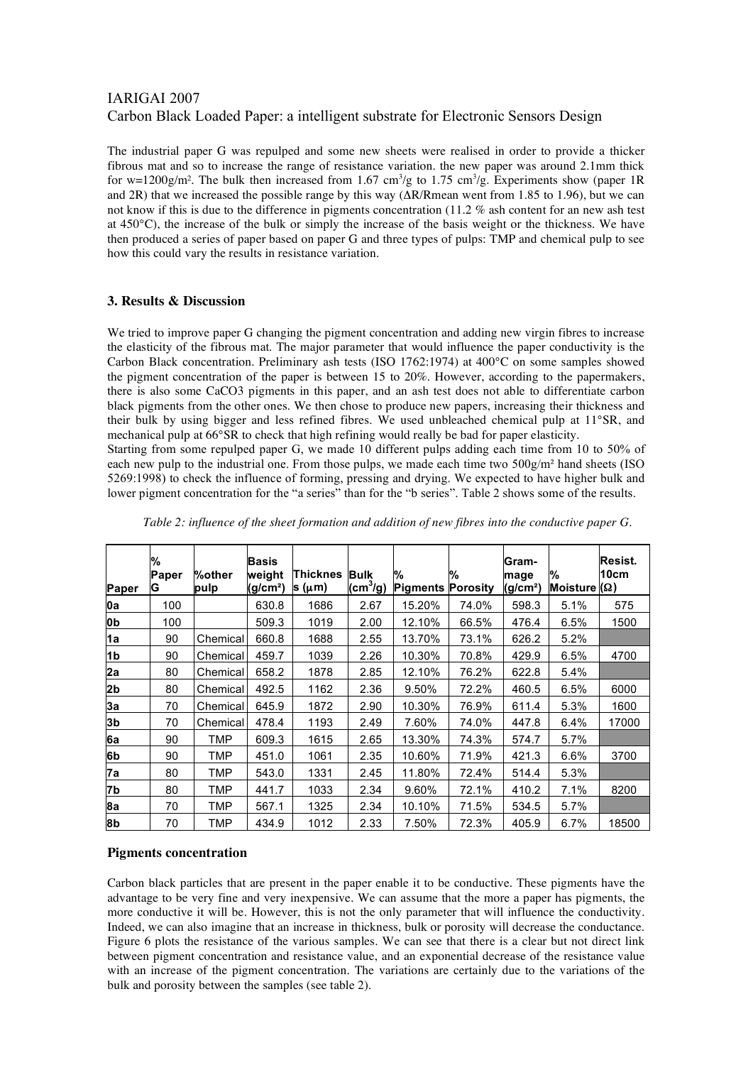IARIGAI 2007
Carbon Black Loaded Paper: a intelligent substrate for Electronic Sensors Design

The industrial paper G was repulped and some new sheets were realised in order to provide a thicker fibrous mat and so to increase the range of resistance variation. the new paper was around 2.1mm thick for w=1200g/m². The bulk then increased from 1.67 cm³/g to 1.75 cm³/g. Experiments show (paper 1R and 2R) that we increased the possible range by this way (ΔR/Rmean went from 1.85 to 1.96), but we can not know if this is due to the difference in pigments concentration (11.2 % ash content for an new ash test at 450°C), the increase of the bulk or simply the increase of the basis weight or the thickness. We have then produced a series of paper based on paper G and three types of pulps: TMP and chemical pulp to see how this could vary the results in resistance variation.

### 3. Results & Discussion

We tried to improve paper G changing the pigment concentration and adding new virgin fibres to increase the elasticity of the fibrous mat. The major parameter that would influence the paper conductivity is the Carbon Black concentration. Preliminary ash tests (ISO 1762:1974) at 400°C on some samples showed the pigment concentration of the paper is between 15 to 20%. However, according to the papermakers, there is also some $CaCO_3$ pigments in this paper, and an ash test does not able to differentiate carbon black pigments from the other ones. We then chose to produce new papers, increasing their thickness and their bulk by using bigger and less refined fibres. We used unbleached chemical pulp at 11°SR, and mechanical pulp at 66°SR to check that high refining would really be bad for paper elasticity.
Starting from some repulped paper G, we made 10 different pulps adding each time from 10 to 50% of each new pulp to the industrial one. From those pulps, we made each time two 500g/m² hand sheets (ISO 5269:1998) to check the influence of forming, pressing and drying. We expected to have higher bulk and lower pigment concentration for the "a series" than for the "b series". Table 2 shows some of the results.

*Table 2: influence of the sheet formation and addition of new fibres into the conductive paper G.*

| Paper | % Paper G | %other pulp | Basis weight (g/cm²) | Thickness (µm) | Bulk (cm³/g) | % Pigments | % Porosity | Gram-mage (g/cm²) | % Moisture | Resist. 10cm (Ω) |
|---|---|---|---|---|---|---|---|---|---|---|
| 0a | 100 | | 630.8 | 1686 | 2.67 | 15.20% | 74.0% | 598.3 | 5.1% | 575 |
| 0b | 100 | | 509.3 | 1019 | 2.00 | 12.10% | 66.5% | 476.4 | 6.5% | 1500 |
| 1a | 90 | Chemical | 660.8 | 1688 | 2.55 | 13.70% | 73.1% | 626.2 | 5.2% | |
| 1b | 90 | Chemical | 459.7 | 1039 | 2.26 | 10.30% | 70.8% | 429.9 | 6.5% | 4700 |
| 2a | 80 | Chemical | 658.2 | 1878 | 2.85 | 12.10% | 76.2% | 622.8 | 5.4% | |
| 2b | 80 | Chemical | 492.5 | 1162 | 2.36 | 9.50% | 72.2% | 460.5 | 6.5% | 6000 |
| 3a | 70 | Chemical | 645.9 | 1872 | 2.90 | 10.30% | 76.9% | 611.4 | 5.3% | 1600 |
| 3b | 70 | Chemical | 478.4 | 1193 | 2.49 | 7.60% | 74.0% | 447.8 | 6.4% | 17000 |
| 6a | 90 | TMP | 609.3 | 1615 | 2.65 | 13.30% | 74.3% | 574.7 | 5.7% | |
| 6b | 90 | TMP | 451.0 | 1061 | 2.35 | 10.60% | 71.9% | 421.3 | 6.6% | 3700 |
| 7a | 80 | TMP | 543.0 | 1331 | 2.45 | 11.80% | 72.4% | 514.4 | 5.3% | |
| 7b | 80 | TMP | 441.7 | 1033 | 2.34 | 9.60% | 72.1% | 410.2 | 7.1% | 8200 |
| 8a | 70 | TMP | 567.1 | 1325 | 2.34 | 10.10% | 71.5% | 534.5 | 5.7% | |
| 8b | 70 | TMP | 434.9 | 1012 | 2.33 | 7.50% | 72.3% | 405.9 | 6.7% | 18500 |

#### Pigments concentration

Carbon black particles that are present in the paper enable it to be conductive. These pigments have the advantage to be very fine and very inexpensive. We can assume that the more a paper has pigments, the more conductive it will be. However, this is not the only parameter that will influence the conductivity. Indeed, we can also imagine that an increase in thickness, bulk or porosity will decrease the conductance. Figure 6 plots the resistance of the various samples. We can see that there is a clear but not direct link between pigment concentration and resistance value, and an exponential decrease of the resistance value with an increase of the pigment concentration. The variations are certainly due to the variations of the bulk and porosity between the samples (see table 2).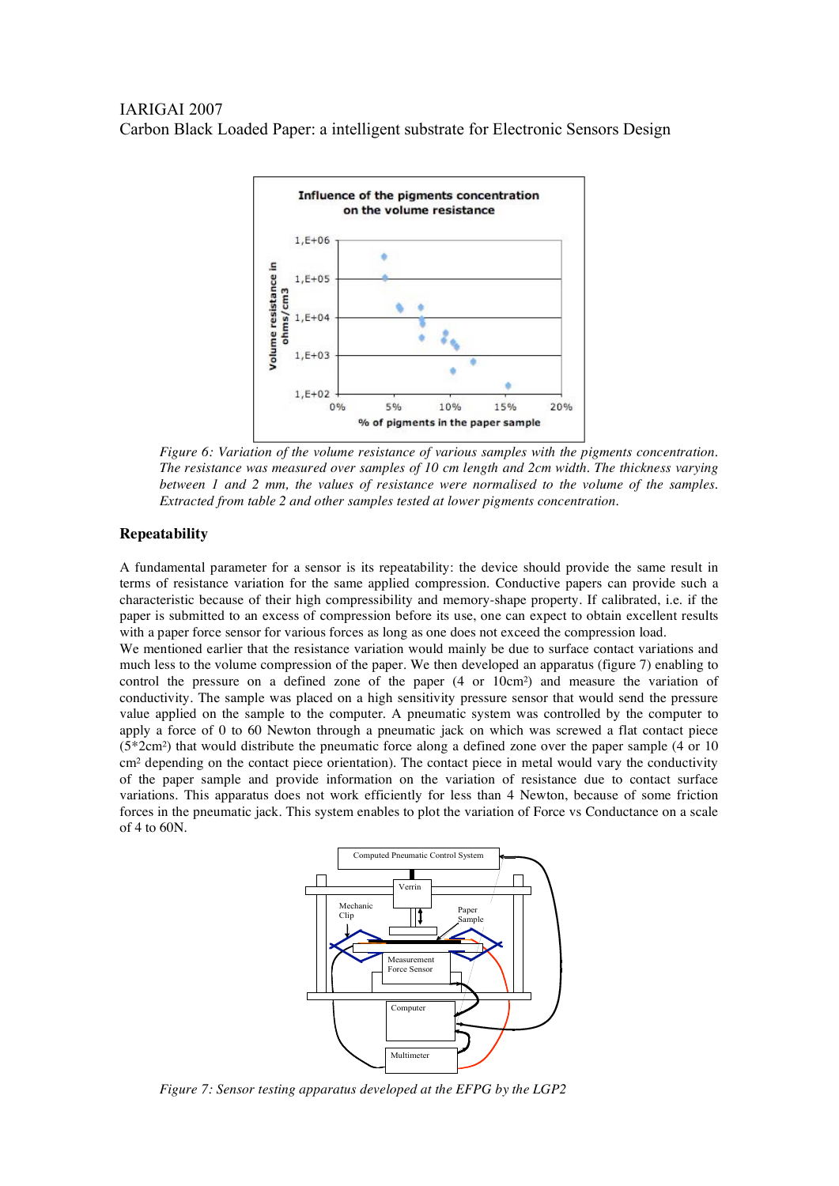*Figure 6: Variation of the volume resistance of various samples with the pigments concentration. The resistance was measured over samples of 10 cm length and 2cm width. The thickness varying between 1 and 2 mm, the values of resistance were normalised to the volume of the samples. Extracted from table 2 and other samples tested at lower pigments concentration.*

## Repeatability

A fundamental parameter for a sensor is its repeatability: the device should provide the same result in terms of resistance variation for the same applied compression. Conductive papers can provide such a characteristic because of their high compressibility and memory-shape property. If calibrated, i.e. if the paper is submitted to an excess of compression before its use, one can expect to obtain excellent results with a paper force sensor for various forces as long as one does not exceed the compression load.

We mentioned earlier that the resistance variation would mainly be due to surface contact variations and much less to the volume compression of the paper. We then developed an apparatus (figure 7) enabling to control the pressure on a defined zone of the paper (4 or 10cm²) and measure the variation of conductivity. The sample was placed on a high sensitivity pressure sensor that would send the pressure value applied on the sample to the computer. A pneumatic system was controlled by the computer to apply a force of 0 to 60 Newton through a pneumatic jack on which was screwed a flat contact piece (5*2cm²) that would distribute the pneumatic force along a defined zone over the paper sample (4 or 10 cm² depending on the contact piece orientation). The contact piece in metal would vary the conductivity of the paper sample and provide information on the variation of resistance due to contact surface variations. This apparatus does not work efficiently for less than 4 Newton, because of some friction forces in the pneumatic jack. This system enables to plot the variation of Force vs Conductance on a scale of 4 to 60N.

*Figure 7: Sensor testing apparatus developed at the EFPG by the LGP2*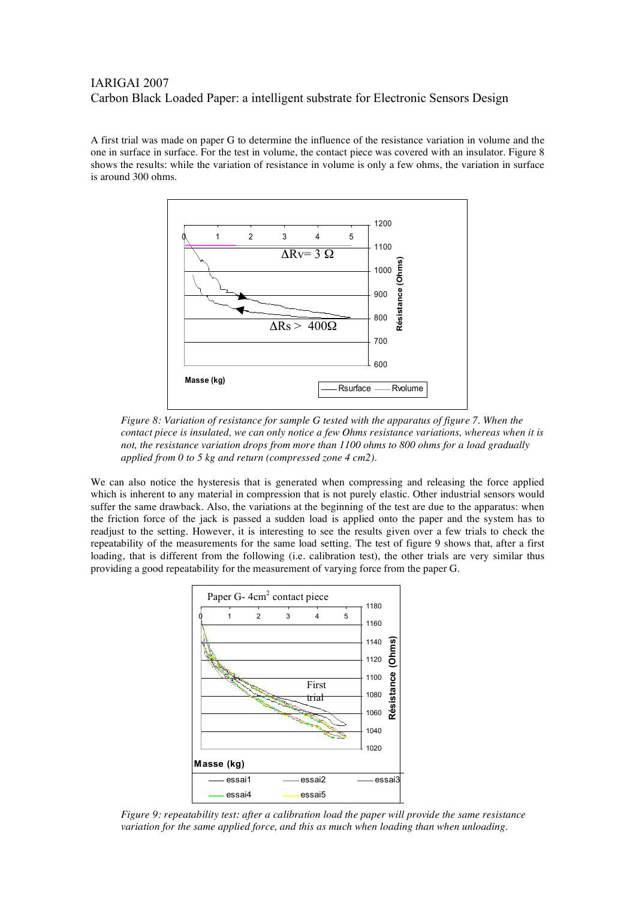A first trial was made on paper G to determine the influence of the resistance variation in volume and the one in surface in surface. For the test in volume, the contact piece was covered with an insulator. Figure 8 shows the results: while the variation of resistance in volume is only a few ohms, the variation in surface is around 300 ohms.

*Figure 8: Variation of resistance for sample G tested with the apparatus of figure 7. When the contact piece is insulated, we can only notice a few Ohms resistance variations, whereas when it is not, the resistance variation drops from more than 1100 ohms to 800 ohms for a load gradually applied from 0 to 5 kg and return (compressed zone 4 cm2).*

We can also notice the hysteresis that is generated when compressing and releasing the force applied which is inherent to any material in compression that is not purely elastic. Other industrial sensors would suffer the same drawback. Also, the variations at the beginning of the test are due to the apparatus: when the friction force of the jack is passed a sudden load is applied onto the paper and the system has to readjust to the setting. However, it is interesting to see the results given over a few trials to check the repeatability of the measurements for the same load setting. The test of figure 9 shows that, after a first loading, that is different from the following (i.e. calibration test), the other trials are very similar thus providing a good repeatability for the measurement of varying force from the paper G.

*Figure 9: repeatability test: after a calibration load the paper will provide the same resistance variation for the same applied force, and this as much when loading than when unloading.*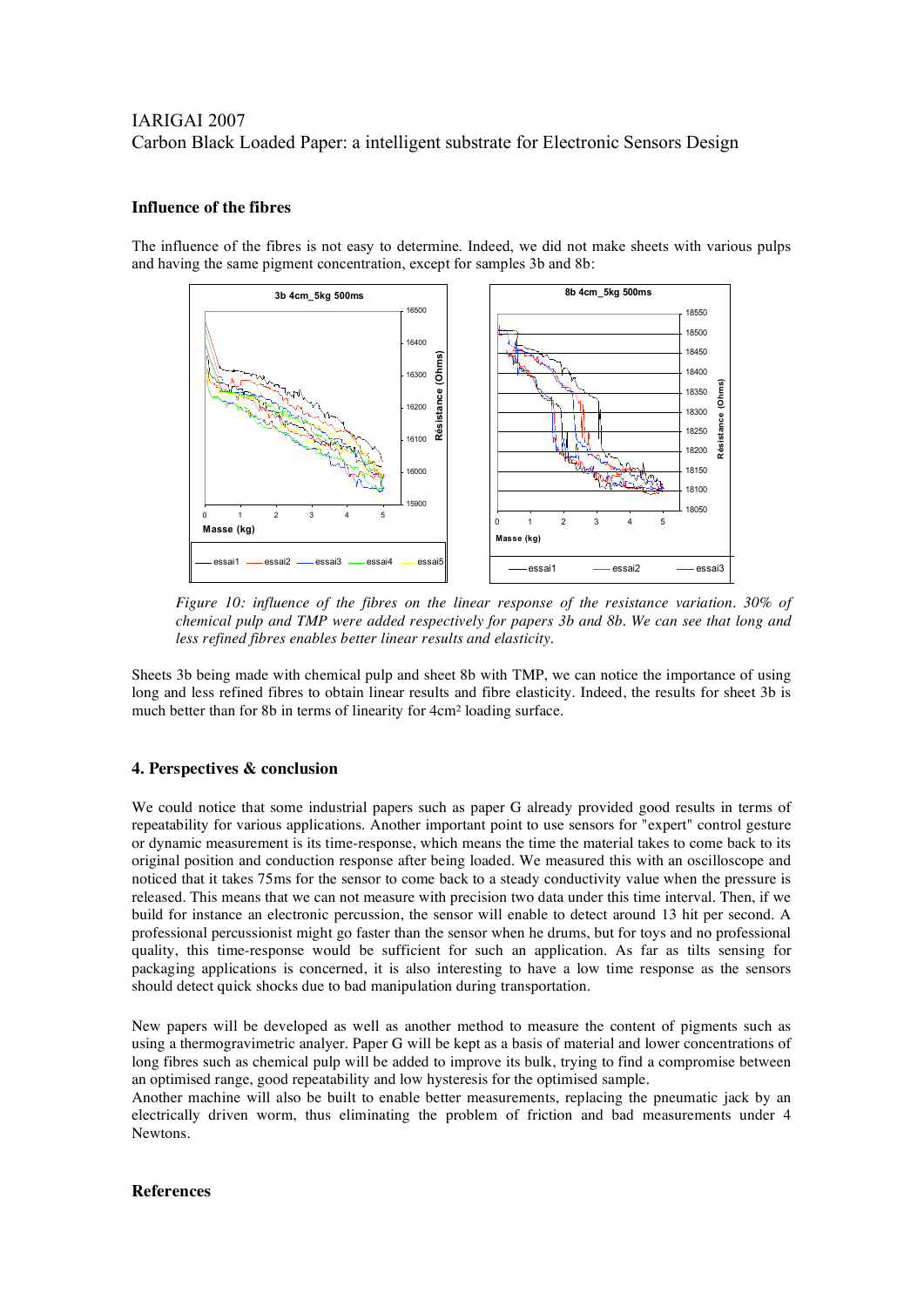### Influence of the fibres

The influence of the fibres is not easy to determine. Indeed, we did not make sheets with various pulps and having the same pigment concentration, except for samples 3b and 8b:

*Figure 10: influence of the fibres on the linear response of the resistance variation. 30% of chemical pulp and TMP were added respectively for papers 3b and 8b. We can see that long and less refined fibres enables better linear results and elasticity.*

Sheets 3b being made with chemical pulp and sheet 8b with TMP, we can notice the importance of using long and less refined fibres to obtain linear results and fibre elasticity. Indeed, the results for sheet 3b is much better than for 8b in terms of linearity for 4cm² loading surface.

### 4. Perspectives & conclusion

We could notice that some industrial papers such as paper G already provided good results in terms of repeatability for various applications. Another important point to use sensors for "expert" control gesture or dynamic measurement is its time-response, which means the time the material takes to come back to its original position and conduction response after being loaded. We measured this with an oscilloscope and noticed that it takes 75ms for the sensor to come back to a steady conductivity value when the pressure is released. This means that we can not measure with precision two data under this time interval. Then, if we build for instance an electronic percussion, the sensor will enable to detect around 13 hit per second. A professional percussionist might go faster than the sensor when he drums, but for toys and no professional quality, this time-response would be sufficient for such an application. As far as tilts sensing for packaging applications is concerned, it is also interesting to have a low time response as the sensors should detect quick shocks due to bad manipulation during transportation.

New papers will be developed as well as another method to measure the content of pigments such as using a thermogravimetric analyer. Paper G will be kept as a basis of material and lower concentrations of long fibres such as chemical pulp will be added to improve its bulk, trying to find a compromise between an optimised range, good repeatability and low hysteresis for the optimised sample.
Another machine will also be built to enable better measurements, replacing the pneumatic jack by an electrically driven worm, thus eliminating the problem of friction and bad measurements under 4 Newtons.

### References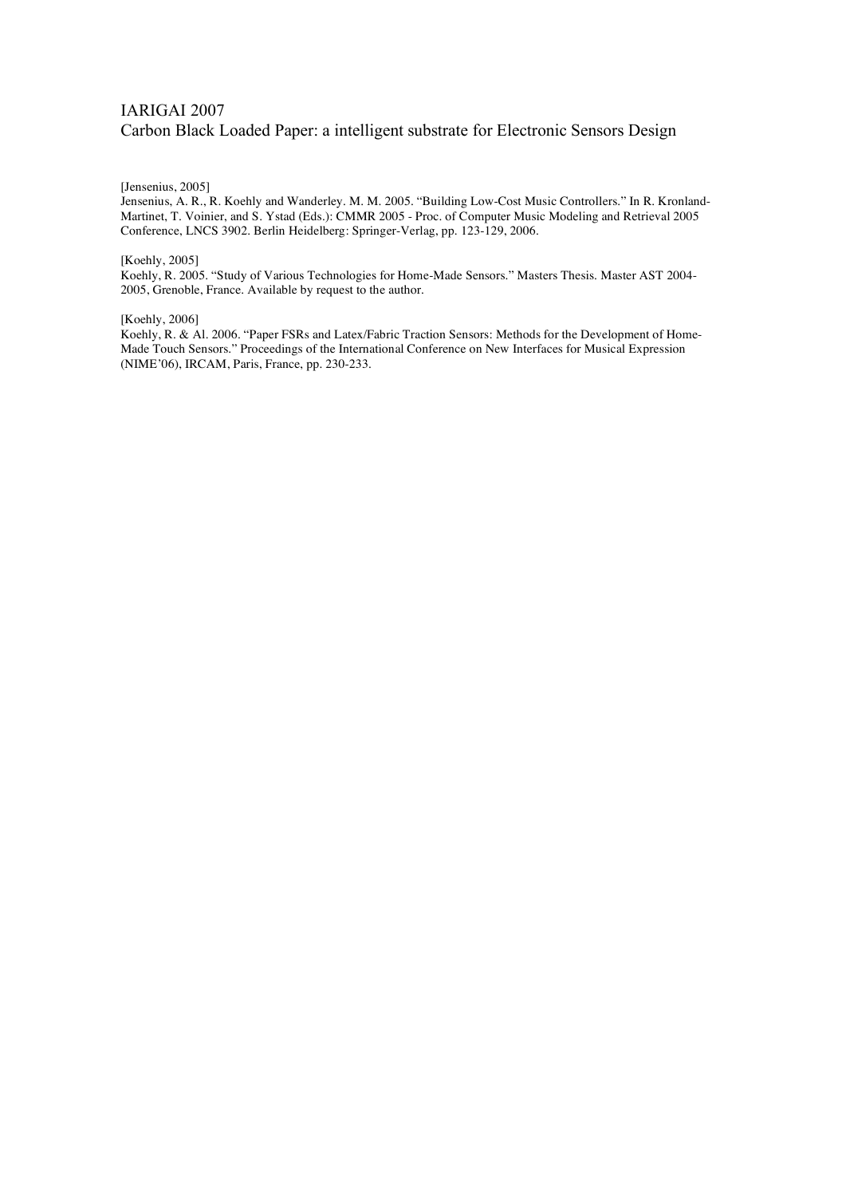[Jensenius, 2005]
Jensenius, A. R., R. Koehly and Wanderley. M. M. 2005. "Building Low-Cost Music Controllers." In R. Kronland-Martinet, T. Voinier, and S. Ystad (Eds.): CMMR 2005 - Proc. of Computer Music Modeling and Retrieval 2005 Conference, LNCS 3902. Berlin Heidelberg: Springer-Verlag, pp. 123-129, 2006.

[Koehly, 2005]
Koehly, R. 2005. "Study of Various Technologies for Home-Made Sensors." Masters Thesis. Master AST 2004-2005, Grenoble, France. Available by request to the author.

[Koehly, 2006]
Koehly, R. & Al. 2006. "Paper FSRs and Latex/Fabric Traction Sensors: Methods for the Development of Home-Made Touch Sensors." Proceedings of the International Conference on New Interfaces for Musical Expression (NIME'06), IRCAM, Paris, France, pp. 230-233.